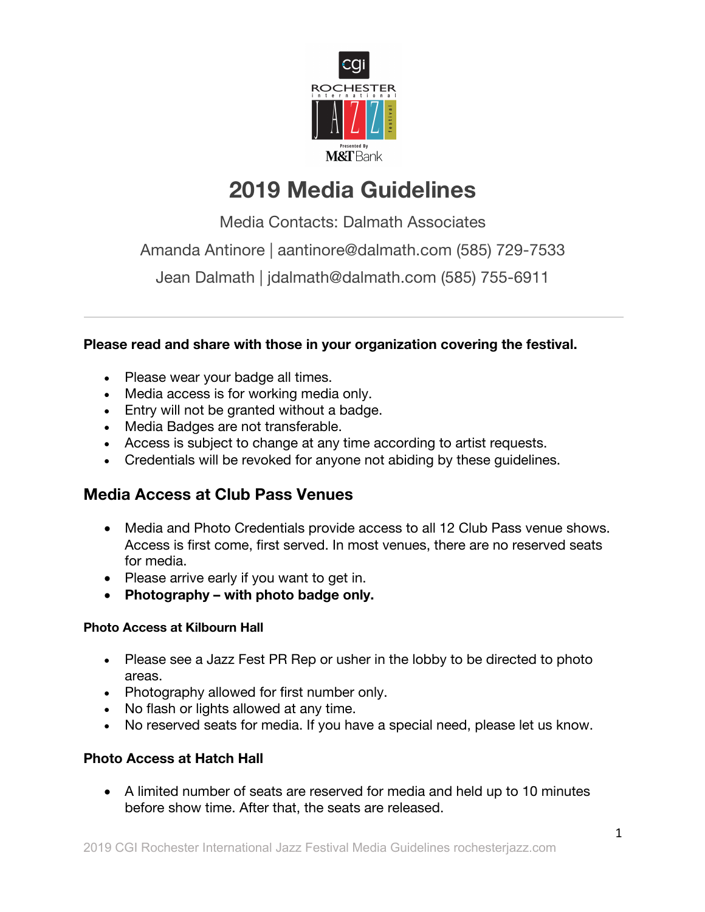# 2019 Media Guidelines

Media Contacts: Dalmath Associates

Amanda Antinore | aantinore@dalmath.com (585) 729-7533

Jean Dalmath | jdalmath@dalmath.com (585) 755-6911

---

**Please read and share with those in your organization covering the festival.**

- Please wear your badge all times.
- Media access is for working media only.
- Entry will not be granted without a badge.
- Media Badges are not transferable.
- Access is subject to change at any time according to artist requests.
- Credentials will be revoked for anyone not abiding by these guidelines.

## Media Access at Club Pass Venues

- Media and Photo Credentials provide access to all 12 Club Pass venue shows. Access is first come, first served. In most venues, there are no reserved seats for media.
- Please arrive early if you want to get in.
- **Photography – with photo badge only.**

### Photo Access at Kilbourn Hall

- Please see a Jazz Fest PR Rep or usher in the lobby to be directed to photo areas.
- Photography allowed for first number only.
- No flash or lights allowed at any time.
- No reserved seats for media. If you have a special need, please let us know.

### Photo Access at Hatch Hall

- A limited number of seats are reserved for media and held up to 10 minutes before show time. After that, the seats are released.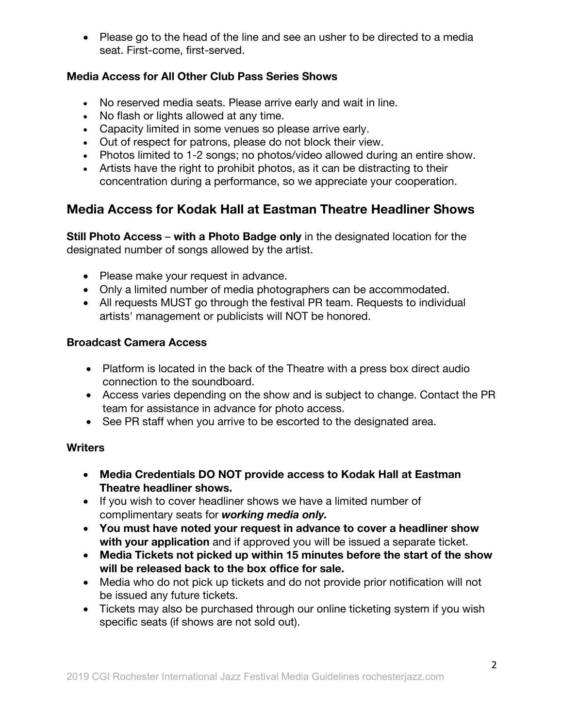- Please go to the head of the line and see an usher to be directed to a media seat. First-come, first-served.

### Media Access for All Other Club Pass Series Shows

- No reserved media seats. Please arrive early and wait in line.
- No flash or lights allowed at any time.
- Capacity limited in some venues so please arrive early.
- Out of respect for patrons, please do not block their view.
- Photos limited to 1-2 songs; no photos/video allowed during an entire show.
- Artists have the right to prohibit photos, as it can be distracting to their concentration during a performance, so we appreciate your cooperation.

## Media Access for Kodak Hall at Eastman Theatre Headliner Shows

**Still Photo Access** – **with a Photo Badge only** in the designated location for the designated number of songs allowed by the artist.

- Please make your request in advance.
- Only a limited number of media photographers can be accommodated.
- All requests MUST go through the festival PR team. Requests to individual artists' management or publicists will NOT be honored.

### Broadcast Camera Access

- Platform is located in the back of the Theatre with a press box direct audio connection to the soundboard.
- Access varies depending on the show and is subject to change. Contact the PR team for assistance in advance for photo access.
- See PR staff when you arrive to be escorted to the designated area.

### Writers

- **Media Credentials DO NOT provide access to Kodak Hall at Eastman Theatre headliner shows.**
- If you wish to cover headliner shows we have a limited number of complimentary seats for ***working media only.***
- **You must have noted your request in advance to cover a headliner show with your application** and if approved you will be issued a separate ticket.
- **Media Tickets not picked up within 15 minutes before the start of the show will be released back to the box office for sale.**
- Media who do not pick up tickets and do not provide prior notification will not be issued any future tickets.
- Tickets may also be purchased through our online ticketing system if you wish specific seats (if shows are not sold out).